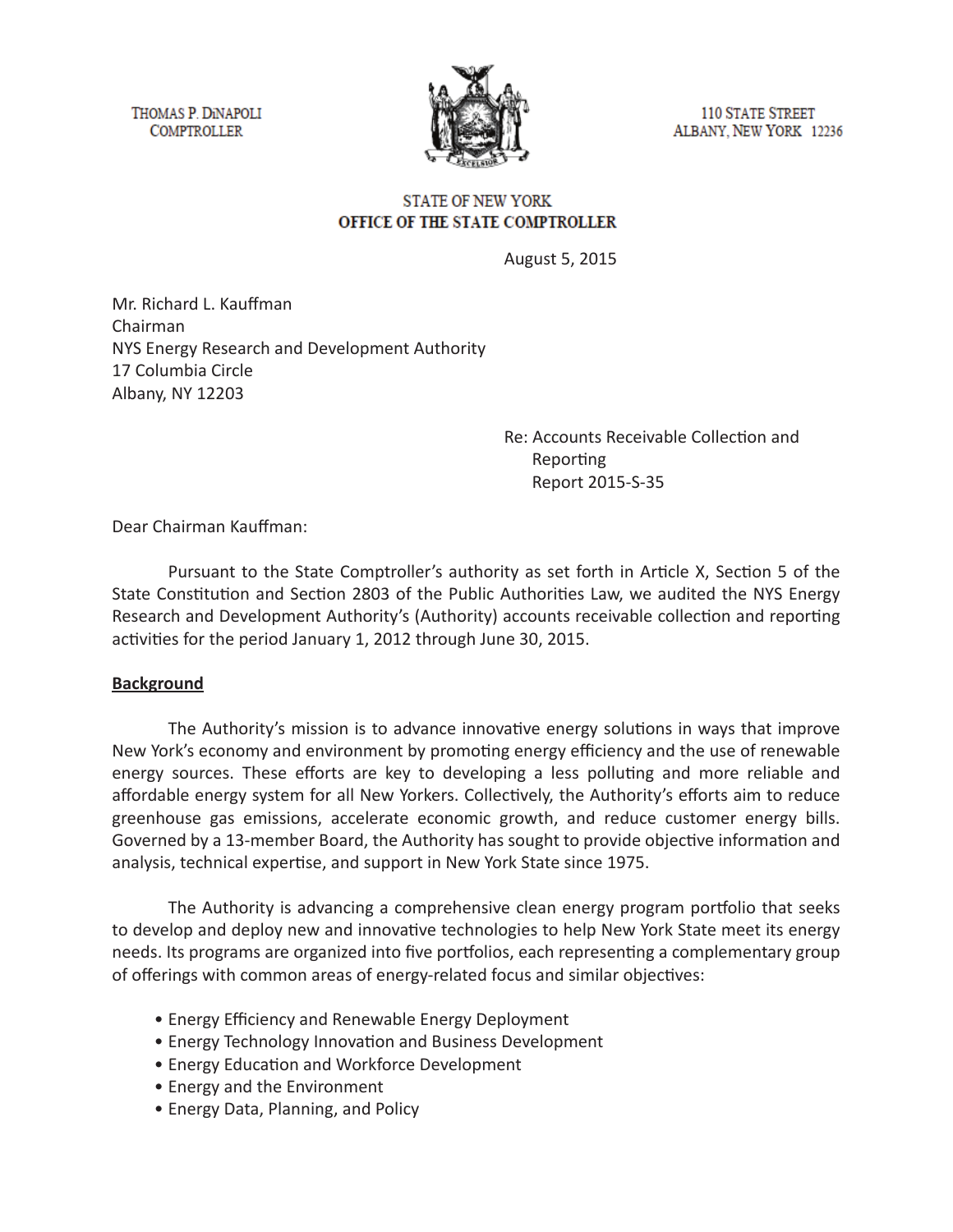THOMAS P. DiNAPOLI
COMPTROLLER

110 STATE STREET
ALBANY, NEW YORK 12236

STATE OF NEW YORK
**OFFICE OF THE STATE COMPTROLLER**

August 5, 2015

Mr. Richard L. Kauffman
Chairman
NYS Energy Research and Development Authority
17 Columbia Circle
Albany, NY 12203

Re: Accounts Receivable Collection and Reporting
Report 2015-S-35

Dear Chairman Kauffman:

Pursuant to the State Comptroller's authority as set forth in Article X, Section 5 of the State Constitution and Section 2803 of the Public Authorities Law, we audited the NYS Energy Research and Development Authority's (Authority) accounts receivable collection and reporting activities for the period January 1, 2012 through June 30, 2015.

## Background

The Authority's mission is to advance innovative energy solutions in ways that improve New York's economy and environment by promoting energy efficiency and the use of renewable energy sources. These efforts are key to developing a less polluting and more reliable and affordable energy system for all New Yorkers. Collectively, the Authority's efforts aim to reduce greenhouse gas emissions, accelerate economic growth, and reduce customer energy bills. Governed by a 13-member Board, the Authority has sought to provide objective information and analysis, technical expertise, and support in New York State since 1975.

The Authority is advancing a comprehensive clean energy program portfolio that seeks to develop and deploy new and innovative technologies to help New York State meet its energy needs. Its programs are organized into five portfolios, each representing a complementary group of offerings with common areas of energy-related focus and similar objectives:

- Energy Efficiency and Renewable Energy Deployment
- Energy Technology Innovation and Business Development
- Energy Education and Workforce Development
- Energy and the Environment
- Energy Data, Planning, and Policy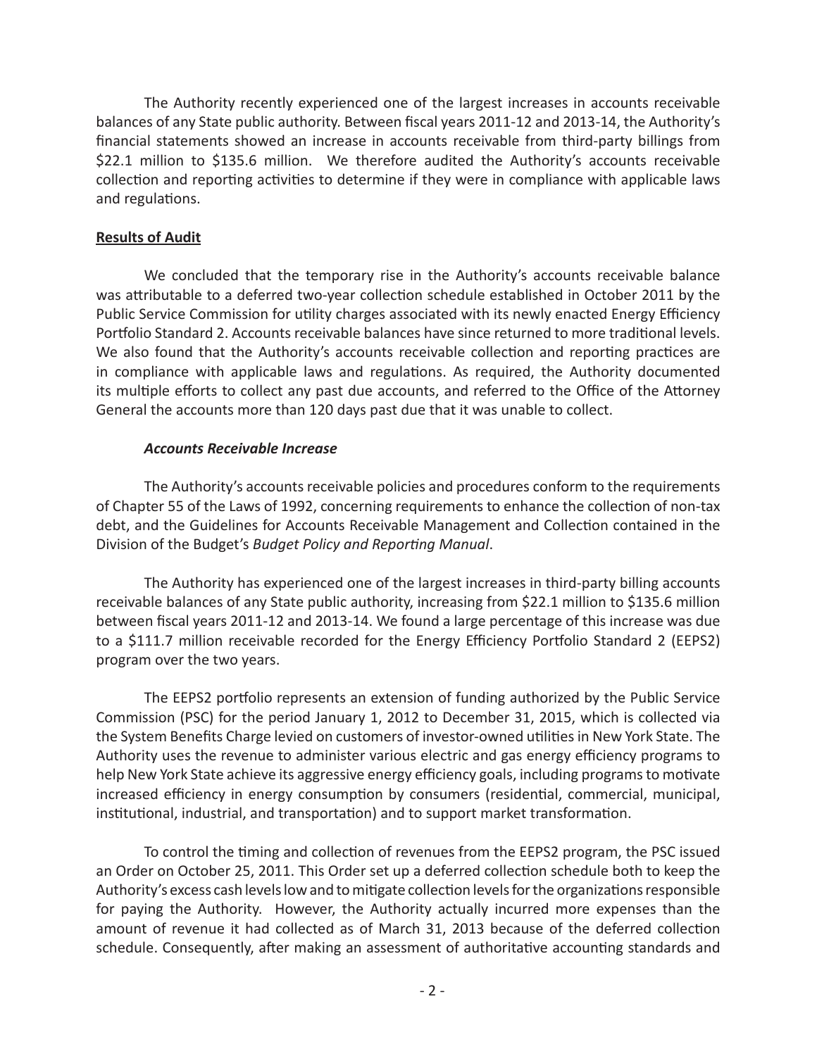The Authority recently experienced one of the largest increases in accounts receivable balances of any State public authority. Between fiscal years 2011-12 and 2013-14, the Authority's financial statements showed an increase in accounts receivable from third-party billings from $22.1 million to $135.6 million. We therefore audited the Authority's accounts receivable collection and reporting activities to determine if they were in compliance with applicable laws and regulations.

**Results of Audit**

We concluded that the temporary rise in the Authority's accounts receivable balance was attributable to a deferred two-year collection schedule established in October 2011 by the Public Service Commission for utility charges associated with its newly enacted Energy Efficiency Portfolio Standard 2. Accounts receivable balances have since returned to more traditional levels. We also found that the Authority's accounts receivable collection and reporting practices are in compliance with applicable laws and regulations. As required, the Authority documented its multiple efforts to collect any past due accounts, and referred to the Office of the Attorney General the accounts more than 120 days past due that it was unable to collect.

***Accounts Receivable Increase***

The Authority's accounts receivable policies and procedures conform to the requirements of Chapter 55 of the Laws of 1992, concerning requirements to enhance the collection of non-tax debt, and the Guidelines for Accounts Receivable Management and Collection contained in the Division of the Budget's *Budget Policy and Reporting Manual*.

The Authority has experienced one of the largest increases in third-party billing accounts receivable balances of any State public authority, increasing from $22.1 million to $135.6 million between fiscal years 2011-12 and 2013-14. We found a large percentage of this increase was due to a $111.7 million receivable recorded for the Energy Efficiency Portfolio Standard 2 (EEPS2) program over the two years.

The EEPS2 portfolio represents an extension of funding authorized by the Public Service Commission (PSC) for the period January 1, 2012 to December 31, 2015, which is collected via the System Benefits Charge levied on customers of investor-owned utilities in New York State. The Authority uses the revenue to administer various electric and gas energy efficiency programs to help New York State achieve its aggressive energy efficiency goals, including programs to motivate increased efficiency in energy consumption by consumers (residential, commercial, municipal, institutional, industrial, and transportation) and to support market transformation.

To control the timing and collection of revenues from the EEPS2 program, the PSC issued an Order on October 25, 2011. This Order set up a deferred collection schedule both to keep the Authority's excess cash levels low and to mitigate collection levels for the organizations responsible for paying the Authority. However, the Authority actually incurred more expenses than the amount of revenue it had collected as of March 31, 2013 because of the deferred collection schedule. Consequently, after making an assessment of authoritative accounting standards and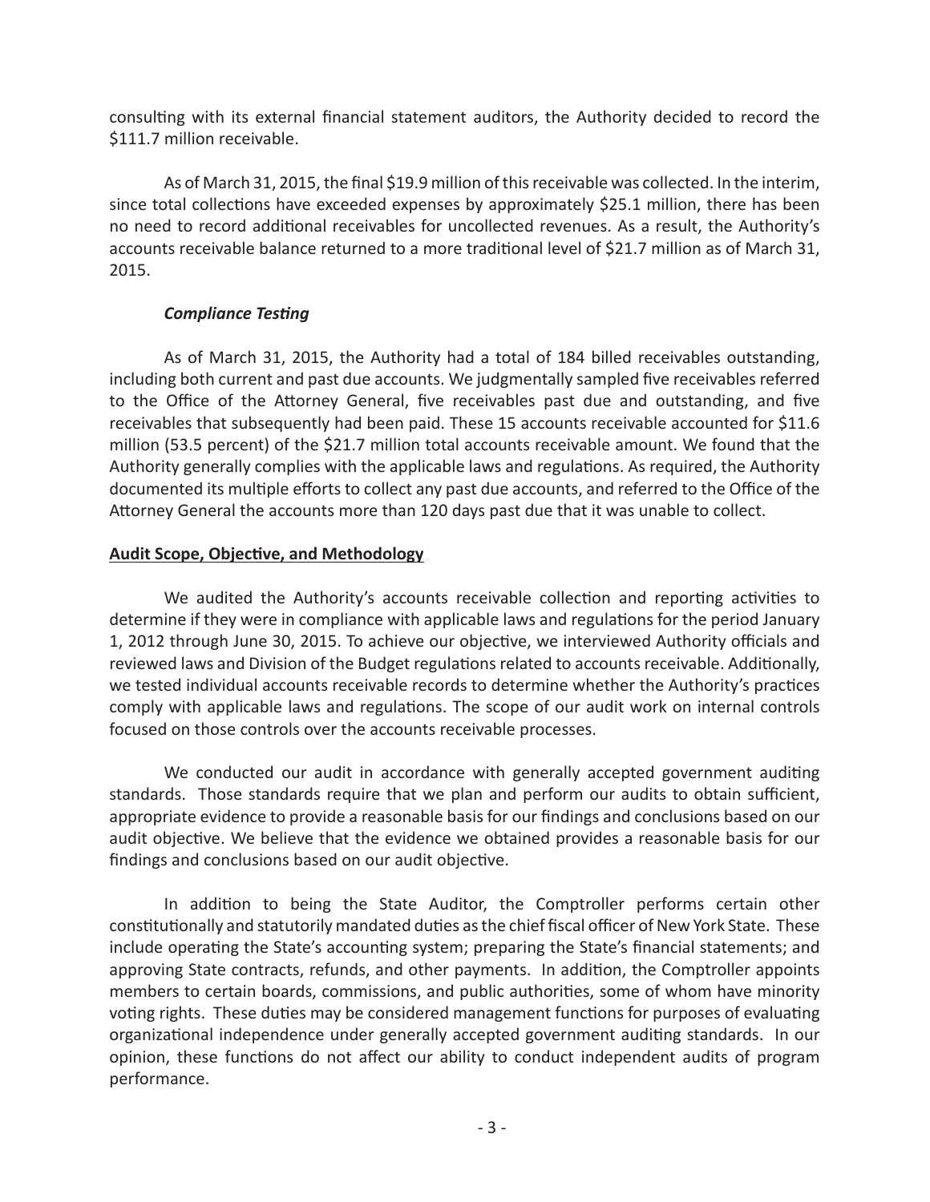consulting with its external financial statement auditors, the Authority decided to record the $111.7 million receivable.

As of March 31, 2015, the final $19.9 million of this receivable was collected. In the interim, since total collections have exceeded expenses by approximately $25.1 million, there has been no need to record additional receivables for uncollected revenues. As a result, the Authority's accounts receivable balance returned to a more traditional level of $21.7 million as of March 31, 2015.

### *Compliance Testing*

As of March 31, 2015, the Authority had a total of 184 billed receivables outstanding, including both current and past due accounts. We judgmentally sampled five receivables referred to the Office of the Attorney General, five receivables past due and outstanding, and five receivables that subsequently had been paid. These 15 accounts receivable accounted for $11.6 million (53.5 percent) of the $21.7 million total accounts receivable amount. We found that the Authority generally complies with the applicable laws and regulations. As required, the Authority documented its multiple efforts to collect any past due accounts, and referred to the Office of the Attorney General the accounts more than 120 days past due that it was unable to collect.

## Audit Scope, Objective, and Methodology

We audited the Authority's accounts receivable collection and reporting activities to determine if they were in compliance with applicable laws and regulations for the period January 1, 2012 through June 30, 2015. To achieve our objective, we interviewed Authority officials and reviewed laws and Division of the Budget regulations related to accounts receivable. Additionally, we tested individual accounts receivable records to determine whether the Authority's practices comply with applicable laws and regulations. The scope of our audit work on internal controls focused on those controls over the accounts receivable processes.

We conducted our audit in accordance with generally accepted government auditing standards. Those standards require that we plan and perform our audits to obtain sufficient, appropriate evidence to provide a reasonable basis for our findings and conclusions based on our audit objective. We believe that the evidence we obtained provides a reasonable basis for our findings and conclusions based on our audit objective.

In addition to being the State Auditor, the Comptroller performs certain other constitutionally and statutorily mandated duties as the chief fiscal officer of New York State. These include operating the State's accounting system; preparing the State's financial statements; and approving State contracts, refunds, and other payments. In addition, the Comptroller appoints members to certain boards, commissions, and public authorities, some of whom have minority voting rights. These duties may be considered management functions for purposes of evaluating organizational independence under generally accepted government auditing standards. In our opinion, these functions do not affect our ability to conduct independent audits of program performance.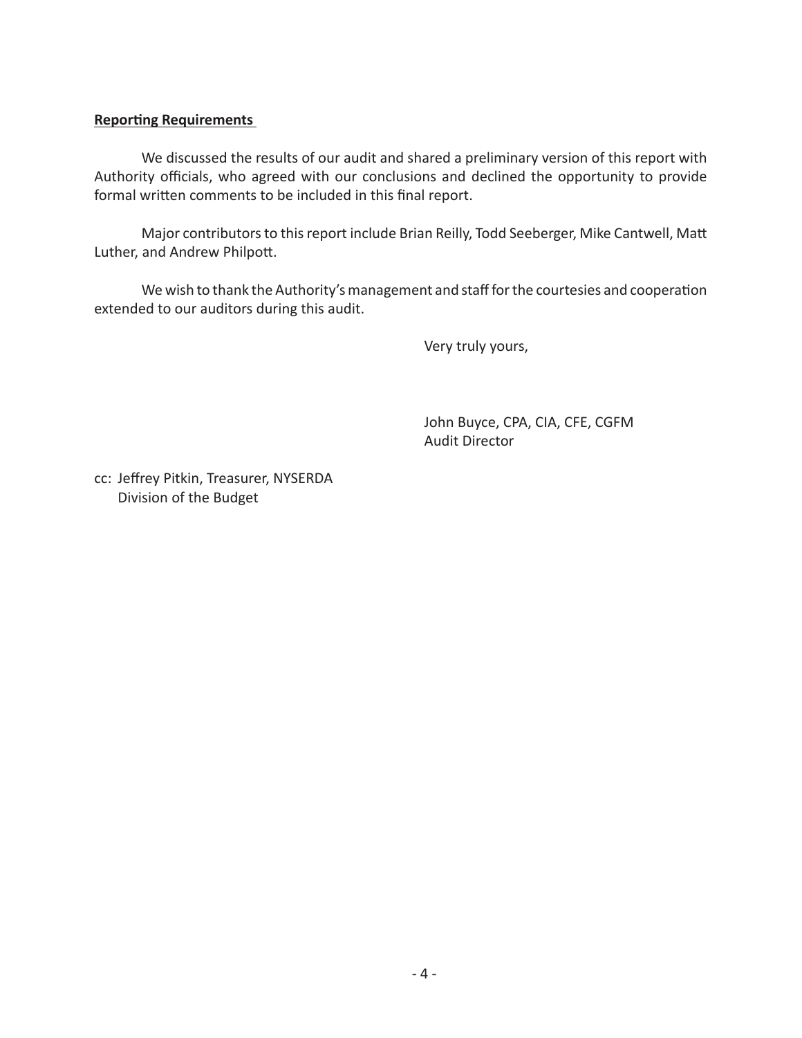**Reporting Requirements**

We discussed the results of our audit and shared a preliminary version of this report with Authority officials, who agreed with our conclusions and declined the opportunity to provide formal written comments to be included in this final report.

Major contributors to this report include Brian Reilly, Todd Seeberger, Mike Cantwell, Matt Luther, and Andrew Philpott.

We wish to thank the Authority's management and staff for the courtesies and cooperation extended to our auditors during this audit.

Very truly yours,

John Buyce, CPA, CIA, CFE, CGFM
Audit Director

cc: Jeffrey Pitkin, Treasurer, NYSERDA
Division of the Budget